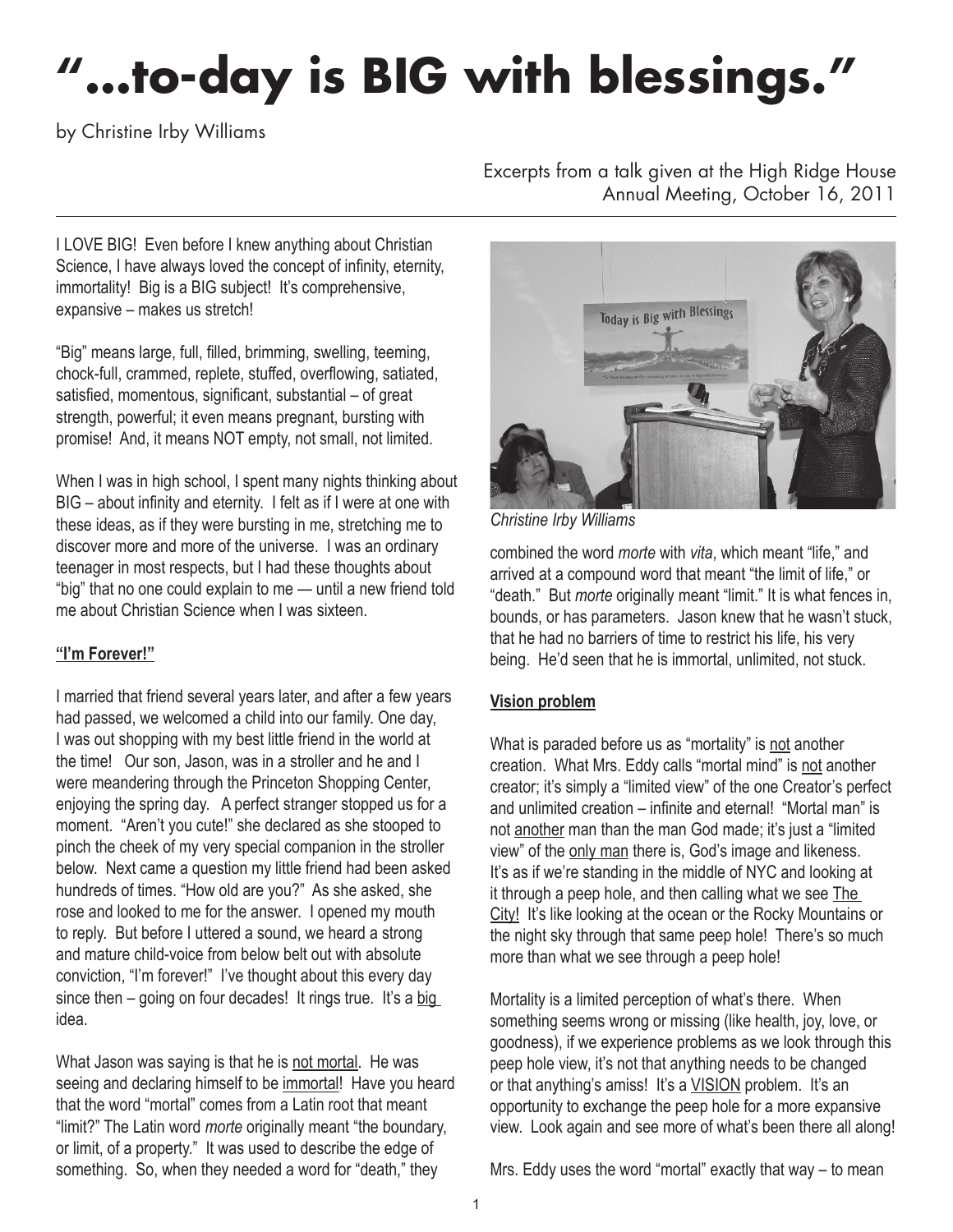# "...to-day is BIG with blessings."

by Christine Irby Williams

Excerpts from a talk given at the High Ridge House Annual Meeting, October 16, 2011

I LOVE BIG! Even before I knew anything about Christian Science, I have always loved the concept of infinity, eternity, immortality! Big is a BIG subject! It's comprehensive, expansive – makes us stretch!

"Big" means large, full, filled, brimming, swelling, teeming, chock-full, crammed, replete, stuffed, overflowing, satiated, satisfied, momentous, significant, substantial – of great strength, powerful; it even means pregnant, bursting with promise! And, it means NOT empty, not small, not limited.

When I was in high school, I spent many nights thinking about BIG – about infinity and eternity. I felt as if I were at one with these ideas, as if they were bursting in me, stretching me to discover more and more of the universe. I was an ordinary teenager in most respects, but I had these thoughts about "big" that no one could explain to me — until a new friend told me about Christian Science when I was sixteen.

### "I'm Forever!"

I married that friend several years later, and after a few years had passed, we welcomed a child into our family. One day, I was out shopping with my best little friend in the world at the time! Our son, Jason, was in a stroller and he and I were meandering through the Princeton Shopping Center, enjoying the spring day. A perfect stranger stopped us for a moment. "Aren't you cute!" she declared as she stooped to pinch the cheek of my very special companion in the stroller below. Next came a question my little friend had been asked hundreds of times. "How old are you?" As she asked, she rose and looked to me for the answer. I opened my mouth to reply. But before I uttered a sound, we heard a strong and mature child-voice from below belt out with absolute conviction, "I'm forever!" I've thought about this every day since then – going on four decades! It rings true. It's a big idea.

What Jason was saying is that he is not mortal. He was seeing and declaring himself to be immortal! Have you heard that the word "mortal" comes from a Latin root that meant "limit?" The Latin word *morte* originally meant "the boundary, or limit, of a property." It was used to describe the edge of something. So, when they needed a word for "death," they combined the word *morte* with *vita*, which meant "life," and arrived at a compound word that meant "the limit of life," or "death." But *morte* originally meant "limit." It is what fences in, bounds, or has parameters. Jason knew that he wasn't stuck, that he had no barriers of time to restrict his life, his very being. He'd seen that he is immortal, unlimited, not stuck.

*Christine Irby Williams*

### Vision problem

What is paraded before us as "mortality" is not another creation. What Mrs. Eddy calls "mortal mind" is not another creator; it's simply a "limited view" of the one Creator's perfect and unlimited creation – infinite and eternal! "Mortal man" is not another man than the man God made; it's just a "limited view" of the only man there is, God's image and likeness. It's as if we're standing in the middle of NYC and looking at it through a peep hole, and then calling what we see The City! It's like looking at the ocean or the Rocky Mountains or the night sky through that same peep hole! There's so much more than what we see through a peep hole!

Mortality is a limited perception of what's there. When something seems wrong or missing (like health, joy, love, or goodness), if we experience problems as we look through this peep hole view, it's not that anything needs to be changed or that anything's amiss! It's a VISION problem. It's an opportunity to exchange the peep hole for a more expansive view. Look again and see more of what's been there all along!

Mrs. Eddy uses the word "mortal" exactly that way – to mean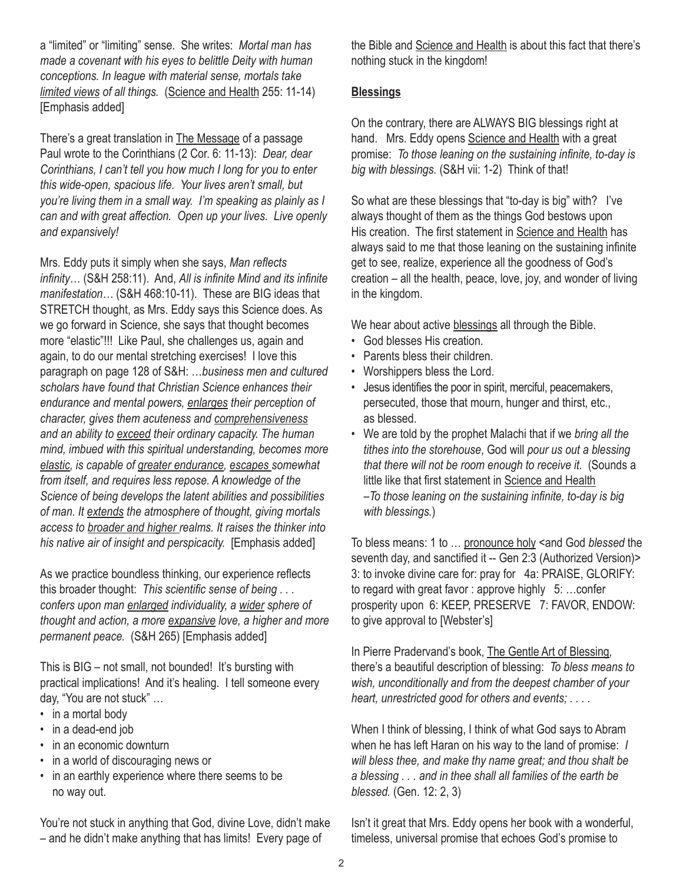a "limited" or "limiting" sense. She writes: *Mortal man has made a covenant with his eyes to belittle Deity with human conceptions. In league with material sense, mortals take limited views of all things.* (Science and Health 255: 11-14) [Emphasis added]

There's a great translation in The Message of a passage Paul wrote to the Corinthians (2 Cor. 6: 11-13): *Dear, dear Corinthians, I can't tell you how much I long for you to enter this wide-open, spacious life. Your lives aren't small, but you're living them in a small way. I'm speaking as plainly as I can and with great affection. Open up your lives. Live openly and expansively!*

Mrs. Eddy puts it simply when she says, *Man reflects infinity*… (S&H 258:11). And, *All is infinite Mind and its infinite manifestation…* (S&H 468:10-11). These are BIG ideas that STRETCH thought, as Mrs. Eddy says this Science does. As we go forward in Science, she says that thought becomes more "elastic"!!! Like Paul, she challenges us, again and again, to do our mental stretching exercises! I love this paragraph on page 128 of S&H: …*business men and cultured scholars have found that Christian Science enhances their endurance and mental powers, enlarges their perception of character, gives them acuteness and comprehensiveness and an ability to exceed their ordinary capacity. The human mind, imbued with this spiritual understanding, becomes more elastic, is capable of greater endurance, escapes somewhat from itself, and requires less repose. A knowledge of the Science of being develops the latent abilities and possibilities of man. It extends the atmosphere of thought, giving mortals access to broader and higher realms. It raises the thinker into his native air of insight and perspicacity.* [Emphasis added]

As we practice boundless thinking, our experience reflects this broader thought: *This scientific sense of being . . . confers upon man enlarged individuality, a wider sphere of thought and action, a more expansive love, a higher and more permanent peace.* (S&H 265) [Emphasis added]

This is BIG – not small, not bounded! It's bursting with practical implications! And it's healing. I tell someone every day, "You are not stuck" …

- in a mortal body
- in a dead-end job
- in an economic downturn
- in a world of discouraging news or
- in an earthly experience where there seems to be no way out.

You're not stuck in anything that God, divine Love, didn't make – and he didn't make anything that has limits! Every page of the Bible and Science and Health is about this fact that there's nothing stuck in the kingdom!

**Blessings**

On the contrary, there are ALWAYS BIG blessings right at hand. Mrs. Eddy opens Science and Health with a great promise: *To those leaning on the sustaining infinite, to-day is big with blessings.* (S&H vii: 1-2) Think of that!

So what are these blessings that "to-day is big" with? I've always thought of them as the things God bestows upon His creation. The first statement in Science and Health has always said to me that those leaning on the sustaining infinite get to see, realize, experience all the goodness of God's creation – all the health, peace, love, joy, and wonder of living in the kingdom.

We hear about active blessings all through the Bible.

- God blesses His creation.
- Parents bless their children.
- Worshippers bless the Lord.
- Jesus identifies the poor in spirit, merciful, peacemakers, persecuted, those that mourn, hunger and thirst, etc., as blessed.
- We are told by the prophet Malachi that if we *bring all the tithes into the storehouse*, God will *pour us out a blessing that there will not be room enough to receive it.* (Sounds a little like that first statement in Science and Health –*To those leaning on the sustaining infinite, to-day is big with blessings.*)

To bless means: 1 to … pronounce holy <and God *blessed* the seventh day, and sanctified it -- Gen 2:3 (Authorized Version)> 3: to invoke divine care for: pray for 4a: PRAISE, GLORIFY: to regard with great favor : approve highly 5: …confer prosperity upon 6: KEEP, PRESERVE 7: FAVOR, ENDOW: to give approval to [Webster's]

In Pierre Pradervand's book, The Gentle Art of Blessing, there's a beautiful description of blessing: *To bless means to wish, unconditionally and from the deepest chamber of your heart, unrestricted good for others and events; . . . .*

When I think of blessing, I think of what God says to Abram when he has left Haran on his way to the land of promise: *I will bless thee, and make thy name great; and thou shalt be a blessing . . . and in thee shall all families of the earth be blessed.* (Gen. 12: 2, 3)

Isn't it great that Mrs. Eddy opens her book with a wonderful, timeless, universal promise that echoes God's promise to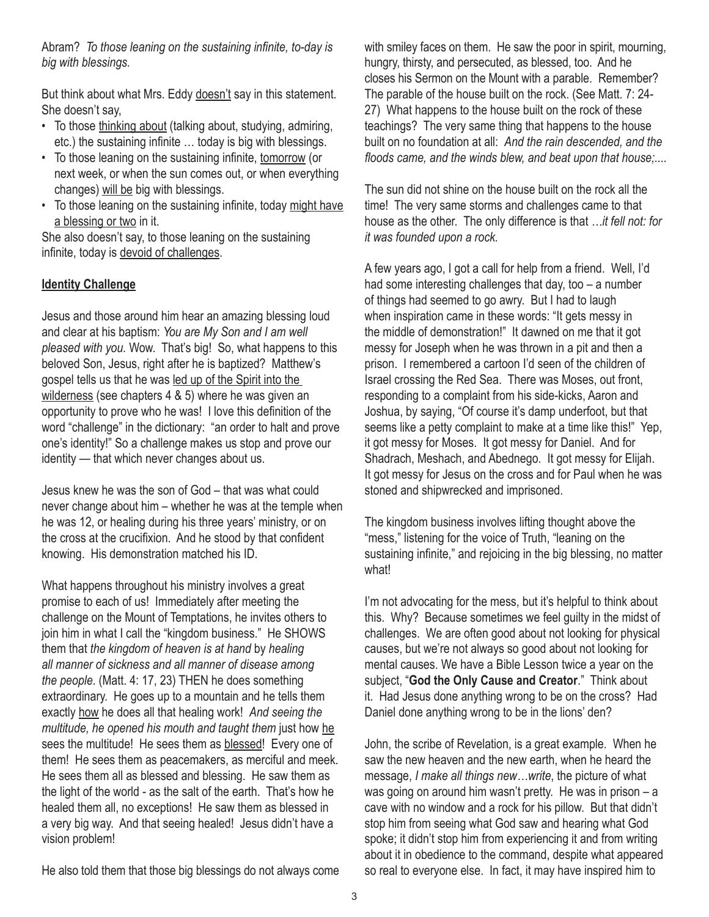Abram? *To those leaning on the sustaining infinite, to-day is big with blessings.*

But think about what Mrs. Eddy doesn't say in this statement. She doesn't say,

- To those thinking about (talking about, studying, admiring, etc.) the sustaining infinite … today is big with blessings.
- To those leaning on the sustaining infinite, tomorrow (or next week, or when the sun comes out, or when everything changes) will be big with blessings.
- To those leaning on the sustaining infinite, today might have a blessing or two in it.

She also doesn't say, to those leaning on the sustaining infinite, today is devoid of challenges.

**Identity Challenge**

Jesus and those around him hear an amazing blessing loud and clear at his baptism: *You are My Son and I am well pleased with you.* Wow. That's big! So, what happens to this beloved Son, Jesus, right after he is baptized? Matthew's gospel tells us that he was led up of the Spirit into the wilderness (see chapters 4 & 5) where he was given an opportunity to prove who he was! I love this definition of the word "challenge" in the dictionary: "an order to halt and prove one's identity!" So a challenge makes us stop and prove our identity — that which never changes about us.

Jesus knew he was the son of God – that was what could never change about him – whether he was at the temple when he was 12, or healing during his three years' ministry, or on the cross at the crucifixion. And he stood by that confident knowing. His demonstration matched his ID.

What happens throughout his ministry involves a great promise to each of us! Immediately after meeting the challenge on the Mount of Temptations, he invites others to join him in what I call the "kingdom business." He SHOWS them that *the kingdom of heaven is at hand* by *healing all manner of sickness and all manner of disease among the people.* (Matt. 4: 17, 23) THEN he does something extraordinary. He goes up to a mountain and he tells them exactly how he does all that healing work! *And seeing the multitude, he opened his mouth and taught them* just how he sees the multitude! He sees them as blessed! Every one of them! He sees them as peacemakers, as merciful and meek. He sees them all as blessed and blessing. He saw them as the light of the world - as the salt of the earth. That's how he healed them all, no exceptions! He saw them as blessed in a very big way. And that seeing healed! Jesus didn't have a vision problem!

He also told them that those big blessings do not always come with smiley faces on them. He saw the poor in spirit, mourning, hungry, thirsty, and persecuted, as blessed, too. And he closes his Sermon on the Mount with a parable. Remember? The parable of the house built on the rock. (See Matt. 7: 24-27) What happens to the house built on the rock of these teachings? The very same thing that happens to the house built on no foundation at all: *And the rain descended, and the floods came, and the winds blew, and beat upon that house;....*

The sun did not shine on the house built on the rock all the time! The very same storms and challenges came to that house as the other. The only difference is that *…it fell not: for it was founded upon a rock.*

A few years ago, I got a call for help from a friend. Well, I'd had some interesting challenges that day, too – a number of things had seemed to go awry. But I had to laugh when inspiration came in these words: "It gets messy in the middle of demonstration!" It dawned on me that it got messy for Joseph when he was thrown in a pit and then a prison. I remembered a cartoon I'd seen of the children of Israel crossing the Red Sea. There was Moses, out front, responding to a complaint from his side-kicks, Aaron and Joshua, by saying, "Of course it's damp underfoot, but that seems like a petty complaint to make at a time like this!" Yep, it got messy for Moses. It got messy for Daniel. And for Shadrach, Meshach, and Abednego. It got messy for Elijah. It got messy for Jesus on the cross and for Paul when he was stoned and shipwrecked and imprisoned.

The kingdom business involves lifting thought above the "mess," listening for the voice of Truth, "leaning on the sustaining infinite," and rejoicing in the big blessing, no matter what!

I'm not advocating for the mess, but it's helpful to think about this. Why? Because sometimes we feel guilty in the midst of challenges. We are often good about not looking for physical causes, but we're not always so good about not looking for mental causes. We have a Bible Lesson twice a year on the subject, "**God the Only Cause and Creator**." Think about it. Had Jesus done anything wrong to be on the cross? Had Daniel done anything wrong to be in the lions' den?

John, the scribe of Revelation, is a great example. When he saw the new heaven and the new earth, when he heard the message, *I make all things new…write*, the picture of what was going on around him wasn't pretty. He was in prison – a cave with no window and a rock for his pillow. But that didn't stop him from seeing what God saw and hearing what God spoke; it didn't stop him from experiencing it and from writing about it in obedience to the command, despite what appeared so real to everyone else. In fact, it may have inspired him to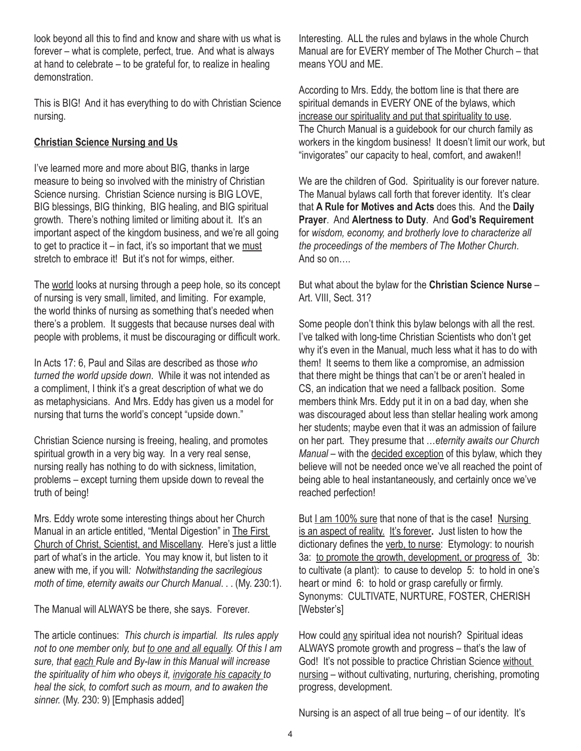look beyond all this to find and know and share with us what is forever – what is complete, perfect, true. And what is always at hand to celebrate – to be grateful for, to realize in healing demonstration.

This is BIG! And it has everything to do with Christian Science nursing.

**<u>Christian Science Nursing and Us</u>**

I've learned more and more about BIG, thanks in large measure to being so involved with the ministry of Christian Science nursing. Christian Science nursing is BIG LOVE, BIG blessings, BIG thinking, BIG healing, and BIG spiritual growth. There's nothing limited or limiting about it. It's an important aspect of the kingdom business, and we're all going to get to practice it – in fact, it's so important that we <u>must</u> stretch to embrace it! But it's not for wimps, either.

The <u>world</u> looks at nursing through a peep hole, so its concept of nursing is very small, limited, and limiting. For example, the world thinks of nursing as something that's needed when there's a problem. It suggests that because nurses deal with people with problems, it must be discouraging or difficult work.

In Acts 17: 6, Paul and Silas are described as those *who turned the world upside down*. While it was not intended as a compliment, I think it's a great description of what we do as metaphysicians. And Mrs. Eddy has given us a model for nursing that turns the world's concept "upside down."

Christian Science nursing is freeing, healing, and promotes spiritual growth in a very big way. In a very real sense, nursing really has nothing to do with sickness, limitation, problems – except turning them upside down to reveal the truth of being!

Mrs. Eddy wrote some interesting things about her Church Manual in an article entitled, "Mental Digestion" in <u>The First Church of Christ, Scientist, and Miscellany</u>. Here's just a little part of what's in the article. You may know it, but listen to it anew with me, if you will*: Notwithstanding the sacrilegious moth of time, eternity awaits our Church Manual*. . . (My. 230:1).

The Manual will ALWAYS be there, she says. Forever.

The article continues: *This church is impartial. Its rules apply not to one member only, but <u>to one and all equally</u>. Of this I am sure, that <u>each</u> Rule and By-law in this Manual will increase the spirituality of him who obeys it, <u>invigorate his capacity</u> to heal the sick, to comfort such as mourn, and to awaken the sinner.* (My. 230: 9) [Emphasis added]

Interesting. ALL the rules and bylaws in the whole Church Manual are for EVERY member of The Mother Church – that means YOU and ME.

According to Mrs. Eddy, the bottom line is that there are spiritual demands in EVERY ONE of the bylaws, which <u>increase our spirituality and put that spirituality to use</u>. The Church Manual is a guidebook for our church family as workers in the kingdom business! It doesn't limit our work, but "invigorates" our capacity to heal, comfort, and awaken!!

We are the children of God. Spirituality is our forever nature. The Manual bylaws call forth that forever identity. It's clear that **A Rule for Motives and Acts** does this. And the **Daily Prayer**. And **Alertness to Duty**. And **God's Requirement** for *wisdom, economy, and brotherly love to characterize all the proceedings of the members of The Mother Church*. And so on….

But what about the bylaw for the **Christian Science Nurse** – Art. VIII, Sect. 31?

Some people don't think this bylaw belongs with all the rest. I've talked with long-time Christian Scientists who don't get why it's even in the Manual, much less what it has to do with them! It seems to them like a compromise, an admission that there might be things that can't be or aren't healed in CS, an indication that we need a fallback position. Some members think Mrs. Eddy put it in on a bad day, when she was discouraged about less than stellar healing work among her students; maybe even that it was an admission of failure on her part. They presume that …*eternity awaits our Church Manual* – with the <u>decided exception</u> of this bylaw, which they believe will not be needed once we've all reached the point of being able to heal instantaneously, and certainly once we've reached perfection!

But <u>I am 100% sure</u> that none of that is the case**!** <u>Nursing is an aspect of reality.</u> <u>It's forever</u>**.** Just listen to how the dictionary defines the <u>verb, to nurse</u>: Etymology: to nourish 3a: <u>to promote the growth, development, or progress of</u> 3b: to cultivate (a plant): to cause to develop 5: to hold in one's heart or mind 6: to hold or grasp carefully or firmly. Synonyms: CULTIVATE, NURTURE, FOSTER, CHERISH [Webster's]

How could <u>any</u> spiritual idea not nourish? Spiritual ideas ALWAYS promote growth and progress – that's the law of God! It's not possible to practice Christian Science <u>without nursing</u> – without cultivating, nurturing, cherishing, promoting progress, development.

Nursing is an aspect of all true being – of our identity. It's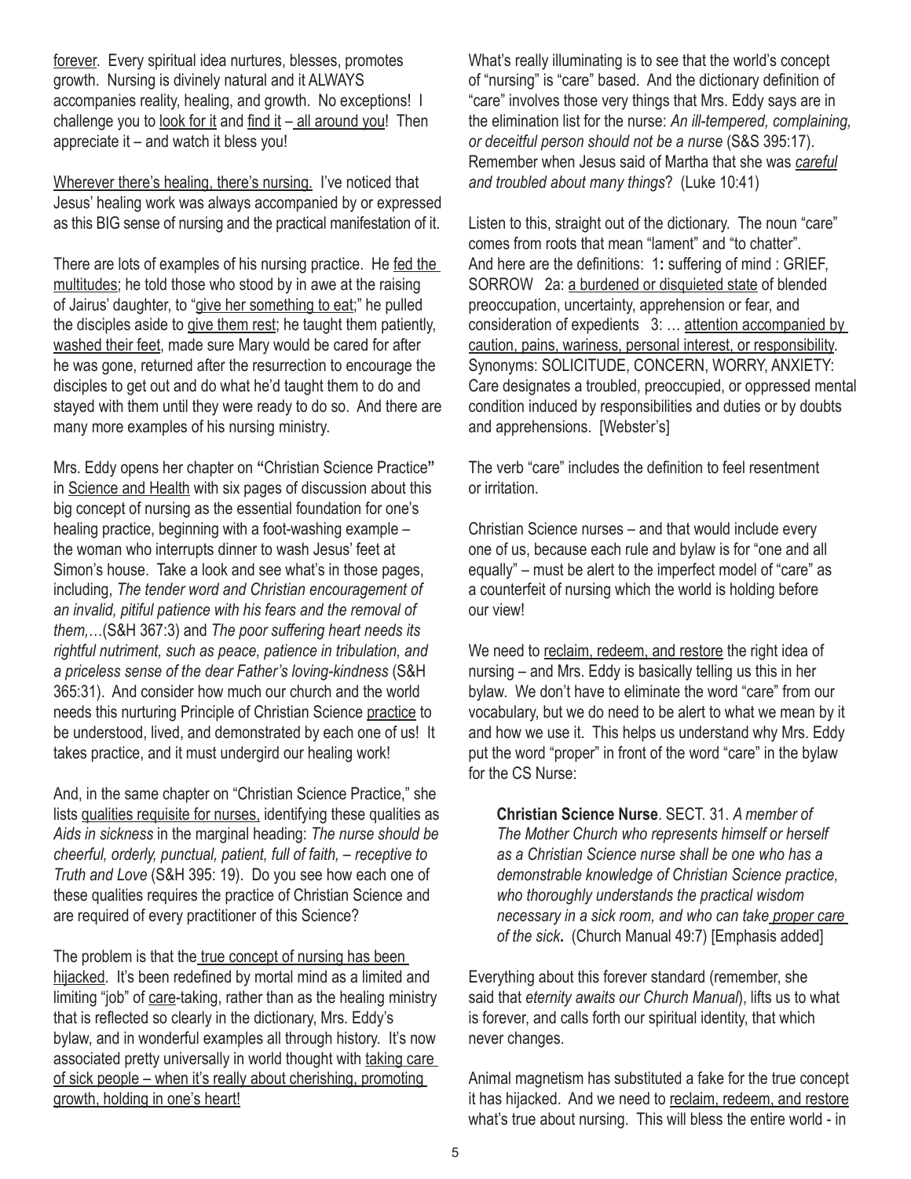forever. Every spiritual idea nurtures, blesses, promotes growth. Nursing is divinely natural and it ALWAYS accompanies reality, healing, and growth. No exceptions! I challenge you to look for it and find it – all around you! Then appreciate it – and watch it bless you!

Wherever there's healing, there's nursing. I've noticed that Jesus' healing work was always accompanied by or expressed as this BIG sense of nursing and the practical manifestation of it.

There are lots of examples of his nursing practice. He fed the multitudes; he told those who stood by in awe at the raising of Jairus' daughter, to "give her something to eat;" he pulled the disciples aside to give them rest; he taught them patiently, washed their feet, made sure Mary would be cared for after he was gone, returned after the resurrection to encourage the disciples to get out and do what he'd taught them to do and stayed with them until they were ready to do so. And there are many more examples of his nursing ministry.

Mrs. Eddy opens her chapter on **"**Christian Science Practice**"** in Science and Health with six pages of discussion about this big concept of nursing as the essential foundation for one's healing practice, beginning with a foot-washing example – the woman who interrupts dinner to wash Jesus' feet at Simon's house. Take a look and see what's in those pages, including, *The tender word and Christian encouragement of an invalid, pitiful patience with his fears and the removal of them,…*(S&H 367:3) and *The poor suffering heart needs its rightful nutriment, such as peace, patience in tribulation, and a priceless sense of the dear Father's loving-kindness* (S&H 365:31). And consider how much our church and the world needs this nurturing Principle of Christian Science practice to be understood, lived, and demonstrated by each one of us! It takes practice, and it must undergird our healing work!

And, in the same chapter on "Christian Science Practice," she lists qualities requisite for nurses, identifying these qualities as *Aids in sickness* in the marginal heading: *The nurse should be cheerful, orderly, punctual, patient, full of faith, – receptive to Truth and Love* (S&H 395: 19). Do you see how each one of these qualities requires the practice of Christian Science and are required of every practitioner of this Science?

The problem is that the true concept of nursing has been hijacked. It's been redefined by mortal mind as a limited and limiting "job" of care-taking, rather than as the healing ministry that is reflected so clearly in the dictionary, Mrs. Eddy's bylaw, and in wonderful examples all through history. It's now associated pretty universally in world thought with taking care of sick people – when it's really about cherishing, promoting growth, holding in one's heart!

What's really illuminating is to see that the world's concept of "nursing" is "care" based. And the dictionary definition of "care" involves those very things that Mrs. Eddy says are in the elimination list for the nurse: *An ill-tempered, complaining, or deceitful person should not be a nurse* (S&S 395:17). Remember when Jesus said of Martha that she was *careful and troubled about many things*? (Luke 10:41)

Listen to this, straight out of the dictionary. The noun "care" comes from roots that mean "lament" and "to chatter". And here are the definitions: 1**:** suffering of mind : GRIEF, SORROW 2a: a burdened or disquieted state of blended preoccupation, uncertainty, apprehension or fear, and consideration of expedients 3: … attention accompanied by caution, pains, wariness, personal interest, or responsibility. Synonyms: SOLICITUDE, CONCERN, WORRY, ANXIETY: Care designates a troubled, preoccupied, or oppressed mental condition induced by responsibilities and duties or by doubts and apprehensions. [Webster's]

The verb "care" includes the definition to feel resentment or irritation.

Christian Science nurses – and that would include every one of us, because each rule and bylaw is for "one and all equally" – must be alert to the imperfect model of "care" as a counterfeit of nursing which the world is holding before our view!

We need to reclaim, redeem, and restore the right idea of nursing – and Mrs. Eddy is basically telling us this in her bylaw. We don't have to eliminate the word "care" from our vocabulary, but we do need to be alert to what we mean by it and how we use it. This helps us understand why Mrs. Eddy put the word "proper" in front of the word "care" in the bylaw for the CS Nurse:

> **Christian Science Nurse**. SECT. 31. *A member of The Mother Church who represents himself or herself as a Christian Science nurse shall be one who has a demonstrable knowledge of Christian Science practice, who thoroughly understands the practical wisdom necessary in a sick room, and who can take proper care of the sick***.** (Church Manual 49:7) [Emphasis added]

Everything about this forever standard (remember, she said that *eternity awaits our Church Manual*), lifts us to what is forever, and calls forth our spiritual identity, that which never changes.

Animal magnetism has substituted a fake for the true concept it has hijacked. And we need to reclaim, redeem, and restore what's true about nursing. This will bless the entire world - in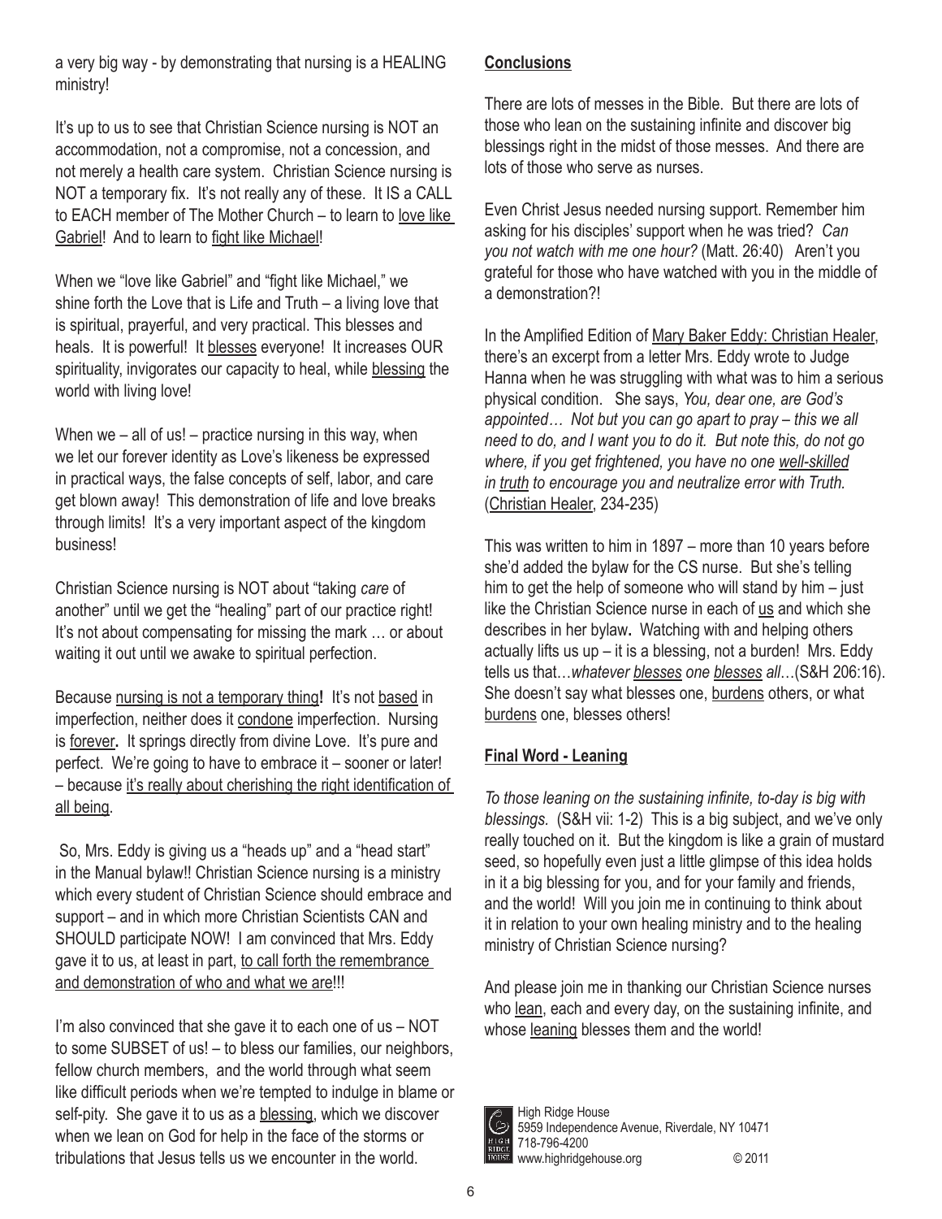a very big way - by demonstrating that nursing is a HEALING ministry!

It's up to us to see that Christian Science nursing is NOT an accommodation, not a compromise, not a concession, and not merely a health care system. Christian Science nursing is NOT a temporary fix. It's not really any of these. It IS a CALL to EACH member of The Mother Church – to learn to love like Gabriel! And to learn to fight like Michael!

When we "love like Gabriel" and "fight like Michael," we shine forth the Love that is Life and Truth – a living love that is spiritual, prayerful, and very practical. This blesses and heals. It is powerful! It blesses everyone! It increases OUR spirituality, invigorates our capacity to heal, while blessing the world with living love!

When we – all of us! – practice nursing in this way, when we let our forever identity as Love's likeness be expressed in practical ways, the false concepts of self, labor, and care get blown away! This demonstration of life and love breaks through limits! It's a very important aspect of the kingdom business!

Christian Science nursing is NOT about "taking *care* of another" until we get the "healing" part of our practice right! It's not about compensating for missing the mark … or about waiting it out until we awake to spiritual perfection.

Because nursing is not a temporary thing**!** It's not based in imperfection, neither does it condone imperfection. Nursing is forever**.** It springs directly from divine Love. It's pure and perfect. We're going to have to embrace it – sooner or later! – because it's really about cherishing the right identification of all being.

So, Mrs. Eddy is giving us a "heads up" and a "head start" in the Manual bylaw!! Christian Science nursing is a ministry which every student of Christian Science should embrace and support – and in which more Christian Scientists CAN and SHOULD participate NOW! I am convinced that Mrs. Eddy gave it to us, at least in part, to call forth the remembrance and demonstration of who and what we are!!!

I'm also convinced that she gave it to each one of us – NOT to some SUBSET of us! – to bless our families, our neighbors, fellow church members, and the world through what seem like difficult periods when we're tempted to indulge in blame or self-pity. She gave it to us as a blessing, which we discover when we lean on God for help in the face of the storms or tribulations that Jesus tells us we encounter in the world.

## Conclusions

There are lots of messes in the Bible. But there are lots of those who lean on the sustaining infinite and discover big blessings right in the midst of those messes. And there are lots of those who serve as nurses.

Even Christ Jesus needed nursing support. Remember him asking for his disciples' support when he was tried? *Can you not watch with me one hour?* (Matt. 26:40) Aren't you grateful for those who have watched with you in the middle of a demonstration?!

In the Amplified Edition of Mary Baker Eddy: Christian Healer, there's an excerpt from a letter Mrs. Eddy wrote to Judge Hanna when he was struggling with what was to him a serious physical condition. She says, *You, dear one, are God's appointed… Not but you can go apart to pray – this we all need to do, and I want you to do it. But note this, do not go where, if you get frightened, you have no one well-skilled in truth to encourage you and neutralize error with Truth.* (Christian Healer, 234-235)

This was written to him in 1897 – more than 10 years before she'd added the bylaw for the CS nurse. But she's telling him to get the help of someone who will stand by him – just like the Christian Science nurse in each of us and which she describes in her bylaw**.** Watching with and helping others actually lifts us up – it is a blessing, not a burden! Mrs. Eddy tells us that…*whatever blesses one blesses all*…(S&H 206:16). She doesn't say what blesses one, burdens others, or what burdens one, blesses others!

## Final Word - Leaning

*To those leaning on the sustaining infinite, to-day is big with blessings.* (S&H vii: 1-2) This is a big subject, and we've only really touched on it. But the kingdom is like a grain of mustard seed, so hopefully even just a little glimpse of this idea holds in it a big blessing for you, and for your family and friends, and the world! Will you join me in continuing to think about it in relation to your own healing ministry and to the healing ministry of Christian Science nursing?

And please join me in thanking our Christian Science nurses who lean, each and every day, on the sustaining infinite, and whose leaning blesses them and the world!

High Ridge House
5959 Independence Avenue, Riverdale, NY 10471
718-796-4200
www.highridgehouse.org © 2011